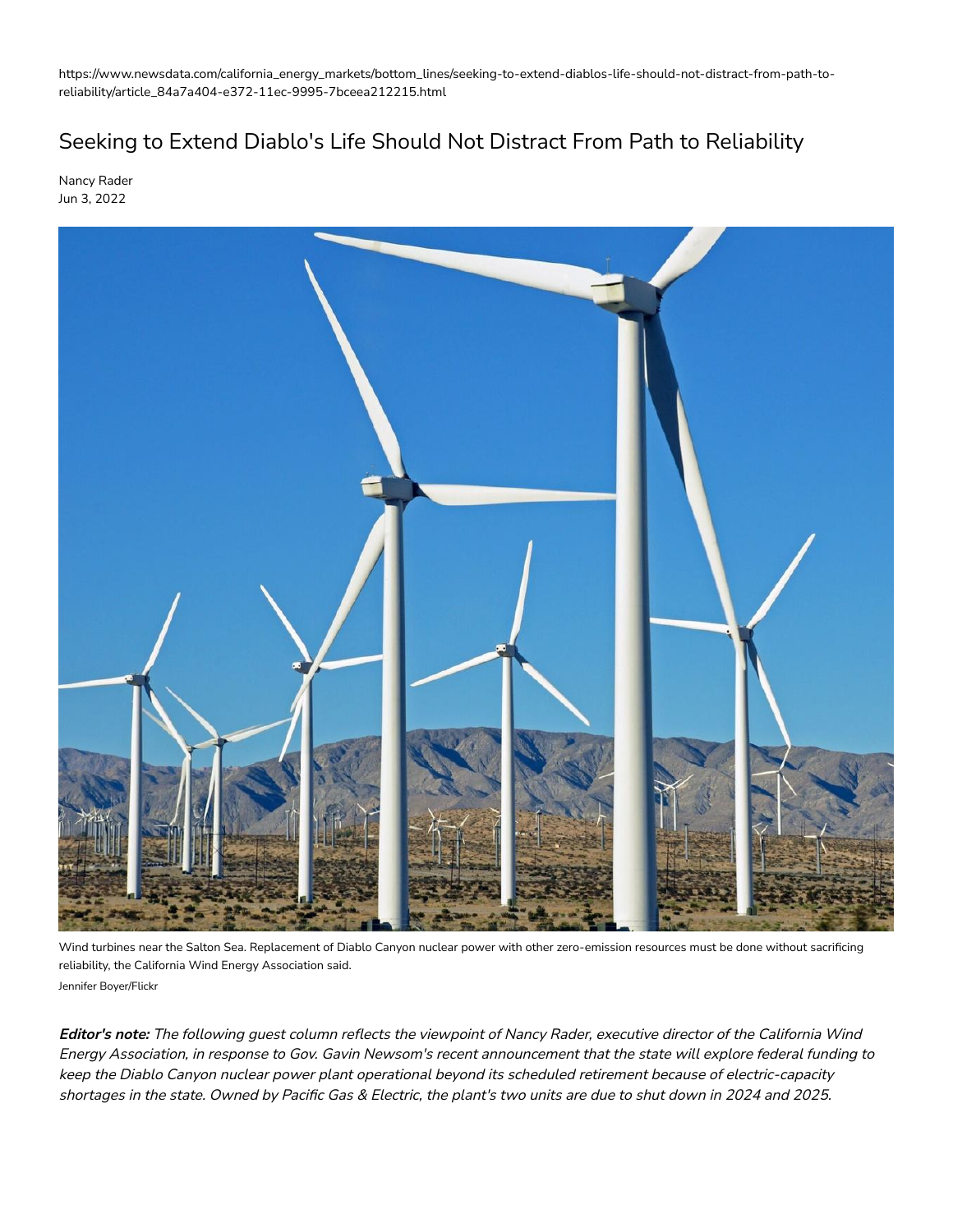https://www.newsdata.com/california_energy_markets/bottom_lines/seeking-to-extend-diablos-life-should-not-distract-from-path-to-reliability/article_84a7a404-e372-11ec-9995-7bceea212215.html

# Seeking to Extend Diablo's Life Should Not Distract From Path to Reliability

Nancy Rader
Jun 3, 2022

Wind turbines near the Salton Sea. Replacement of Diablo Canyon nuclear power with other zero-emission resources must be done without sacrificing reliability, the California Wind Energy Association said.
Jennifer Boyer/Flickr

***Editor's note:*** *The following guest column reflects the viewpoint of Nancy Rader, executive director of the California Wind Energy Association, in response to Gov. Gavin Newsom's recent announcement that the state will explore federal funding to keep the Diablo Canyon nuclear power plant operational beyond its scheduled retirement because of electric-capacity shortages in the state. Owned by Pacific Gas & Electric, the plant's two units are due to shut down in 2024 and 2025.*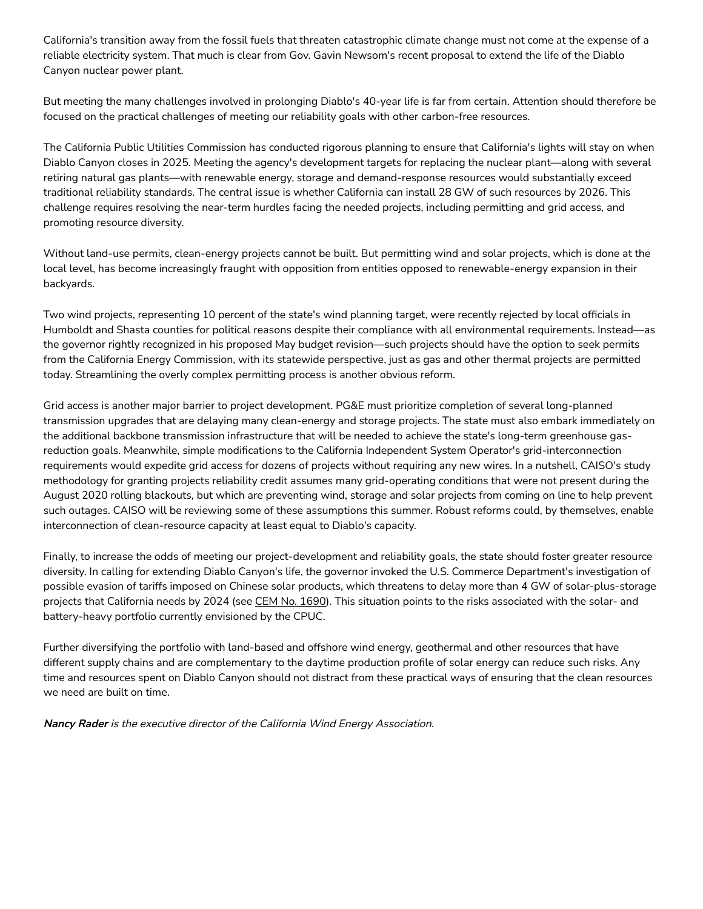California's transition away from the fossil fuels that threaten catastrophic climate change must not come at the expense of a reliable electricity system. That much is clear from Gov. Gavin Newsom's recent proposal to extend the life of the Diablo Canyon nuclear power plant.

But meeting the many challenges involved in prolonging Diablo's 40-year life is far from certain. Attention should therefore be focused on the practical challenges of meeting our reliability goals with other carbon-free resources.

The California Public Utilities Commission has conducted rigorous planning to ensure that California's lights will stay on when Diablo Canyon closes in 2025. Meeting the agency's development targets for replacing the nuclear plant—along with several retiring natural gas plants—with renewable energy, storage and demand-response resources would substantially exceed traditional reliability standards. The central issue is whether California can install 28 GW of such resources by 2026. This challenge requires resolving the near-term hurdles facing the needed projects, including permitting and grid access, and promoting resource diversity.

Without land-use permits, clean-energy projects cannot be built. But permitting wind and solar projects, which is done at the local level, has become increasingly fraught with opposition from entities opposed to renewable-energy expansion in their backyards.

Two wind projects, representing 10 percent of the state's wind planning target, were recently rejected by local officials in Humboldt and Shasta counties for political reasons despite their compliance with all environmental requirements. Instead—as the governor rightly recognized in his proposed May budget revision—such projects should have the option to seek permits from the California Energy Commission, with its statewide perspective, just as gas and other thermal projects are permitted today. Streamlining the overly complex permitting process is another obvious reform.

Grid access is another major barrier to project development. PG&E must prioritize completion of several long-planned transmission upgrades that are delaying many clean-energy and storage projects. The state must also embark immediately on the additional backbone transmission infrastructure that will be needed to achieve the state's long-term greenhouse gas-reduction goals. Meanwhile, simple modifications to the California Independent System Operator's grid-interconnection requirements would expedite grid access for dozens of projects without requiring any new wires. In a nutshell, CAISO's study methodology for granting projects reliability credit assumes many grid-operating conditions that were not present during the August 2020 rolling blackouts, but which are preventing wind, storage and solar projects from coming on line to help prevent such outages. CAISO will be reviewing some of these assumptions this summer. Robust reforms could, by themselves, enable interconnection of clean-resource capacity at least equal to Diablo's capacity.

Finally, to increase the odds of meeting our project-development and reliability goals, the state should foster greater resource diversity. In calling for extending Diablo Canyon's life, the governor invoked the U.S. Commerce Department's investigation of possible evasion of tariffs imposed on Chinese solar products, which threatens to delay more than 4 GW of solar-plus-storage projects that California needs by 2024 (see CEM No. 1690). This situation points to the risks associated with the solar- and battery-heavy portfolio currently envisioned by the CPUC.

Further diversifying the portfolio with land-based and offshore wind energy, geothermal and other resources that have different supply chains and are complementary to the daytime production profile of solar energy can reduce such risks. Any time and resources spent on Diablo Canyon should not distract from these practical ways of ensuring that the clean resources we need are built on time.

***Nancy Rader*** *is the executive director of the California Wind Energy Association.*